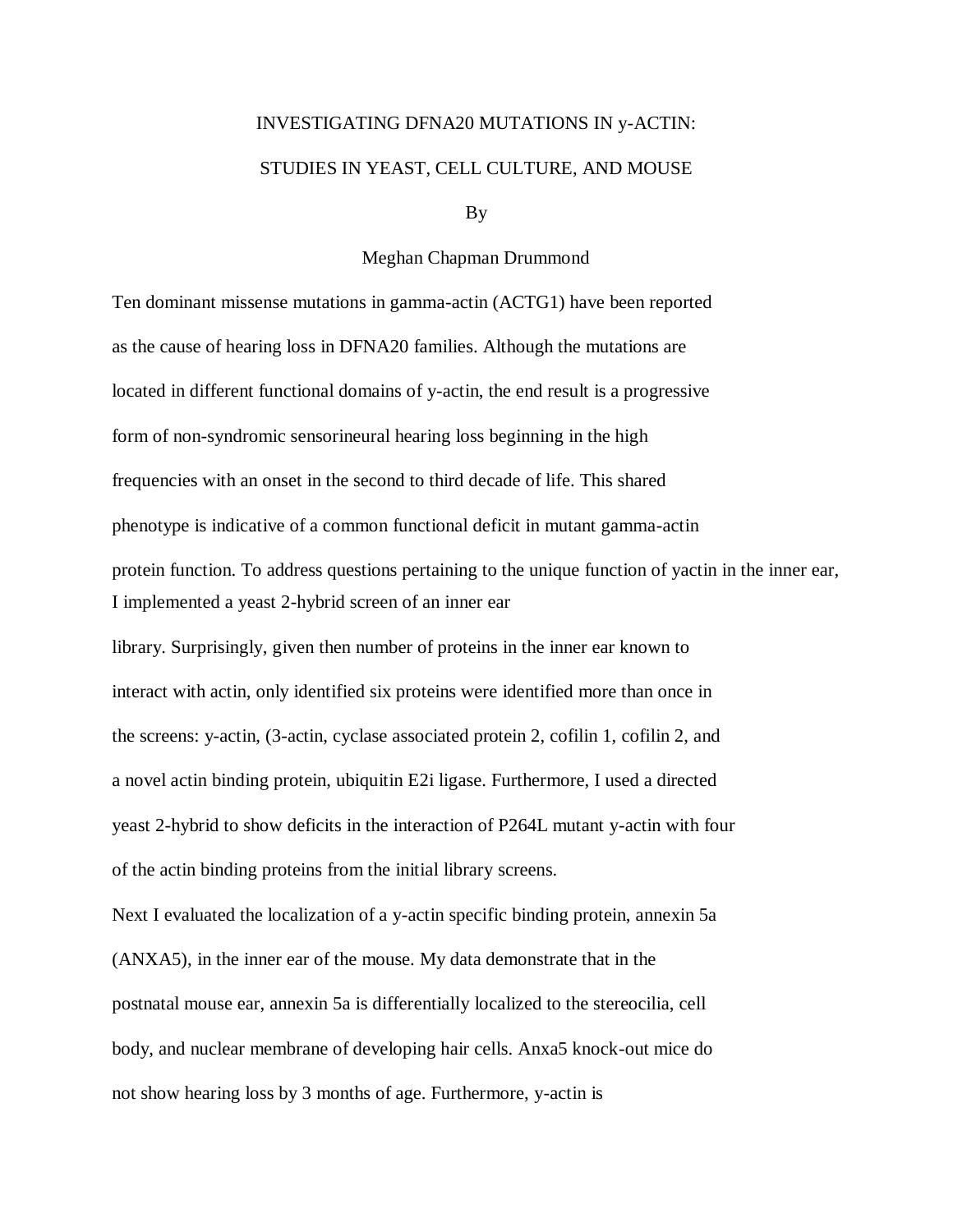INVESTIGATING DFNA20 MUTATIONS IN y-ACTIN:

STUDIES IN YEAST, CELL CULTURE, AND MOUSE

By

Meghan Chapman Drummond

Ten dominant missense mutations in gamma-actin (ACTG1) have been reported as the cause of hearing loss in DFNA20 families. Although the mutations are located in different functional domains of y-actin, the end result is a progressive form of non-syndromic sensorineural hearing loss beginning in the high frequencies with an onset in the second to third decade of life. This shared phenotype is indicative of a common functional deficit in mutant gamma-actin protein function. To address questions pertaining to the unique function of yactin in the inner ear, I implemented a yeast 2-hybrid screen of an inner ear library. Surprisingly, given then number of proteins in the inner ear known to interact with actin, only identified six proteins were identified more than once in the screens: y-actin, (3-actin, cyclase associated protein 2, cofilin 1, cofilin 2, and a novel actin binding protein, ubiquitin E2i ligase. Furthermore, I used a directed yeast 2-hybrid to show deficits in the interaction of P264L mutant y-actin with four of the actin binding proteins from the initial library screens.

Next I evaluated the localization of a y-actin specific binding protein, annexin 5a (ANXA5), in the inner ear of the mouse. My data demonstrate that in the postnatal mouse ear, annexin 5a is differentially localized to the stereocilia, cell body, and nuclear membrane of developing hair cells. Anxa5 knock-out mice do not show hearing loss by 3 months of age. Furthermore, y-actin is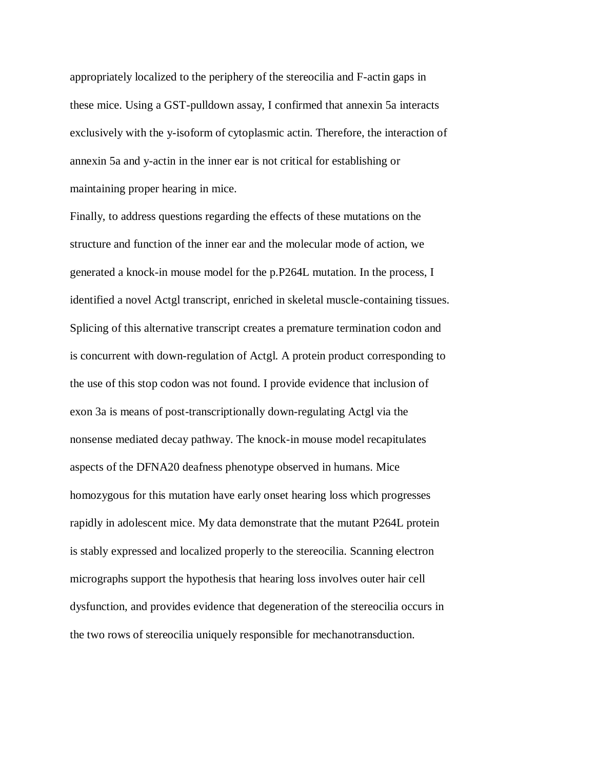appropriately localized to the periphery of the stereocilia and F-actin gaps in these mice. Using a GST-pulldown assay, I confirmed that annexin 5a interacts exclusively with the y-isoform of cytoplasmic actin. Therefore, the interaction of annexin 5a and y-actin in the inner ear is not critical for establishing or maintaining proper hearing in mice.

Finally, to address questions regarding the effects of these mutations on the structure and function of the inner ear and the molecular mode of action, we generated a knock-in mouse model for the p.P264L mutation. In the process, I identified a novel Actgl transcript, enriched in skeletal muscle-containing tissues. Splicing of this alternative transcript creates a premature termination codon and is concurrent with down-regulation of Actgl. A protein product corresponding to the use of this stop codon was not found. I provide evidence that inclusion of exon 3a is means of post-transcriptionally down-regulating Actgl via the nonsense mediated decay pathway. The knock-in mouse model recapitulates aspects of the DFNA20 deafness phenotype observed in humans. Mice homozygous for this mutation have early onset hearing loss which progresses rapidly in adolescent mice. My data demonstrate that the mutant P264L protein is stably expressed and localized properly to the stereocilia. Scanning electron micrographs support the hypothesis that hearing loss involves outer hair cell dysfunction, and provides evidence that degeneration of the stereocilia occurs in the two rows of stereocilia uniquely responsible for mechanotransduction.